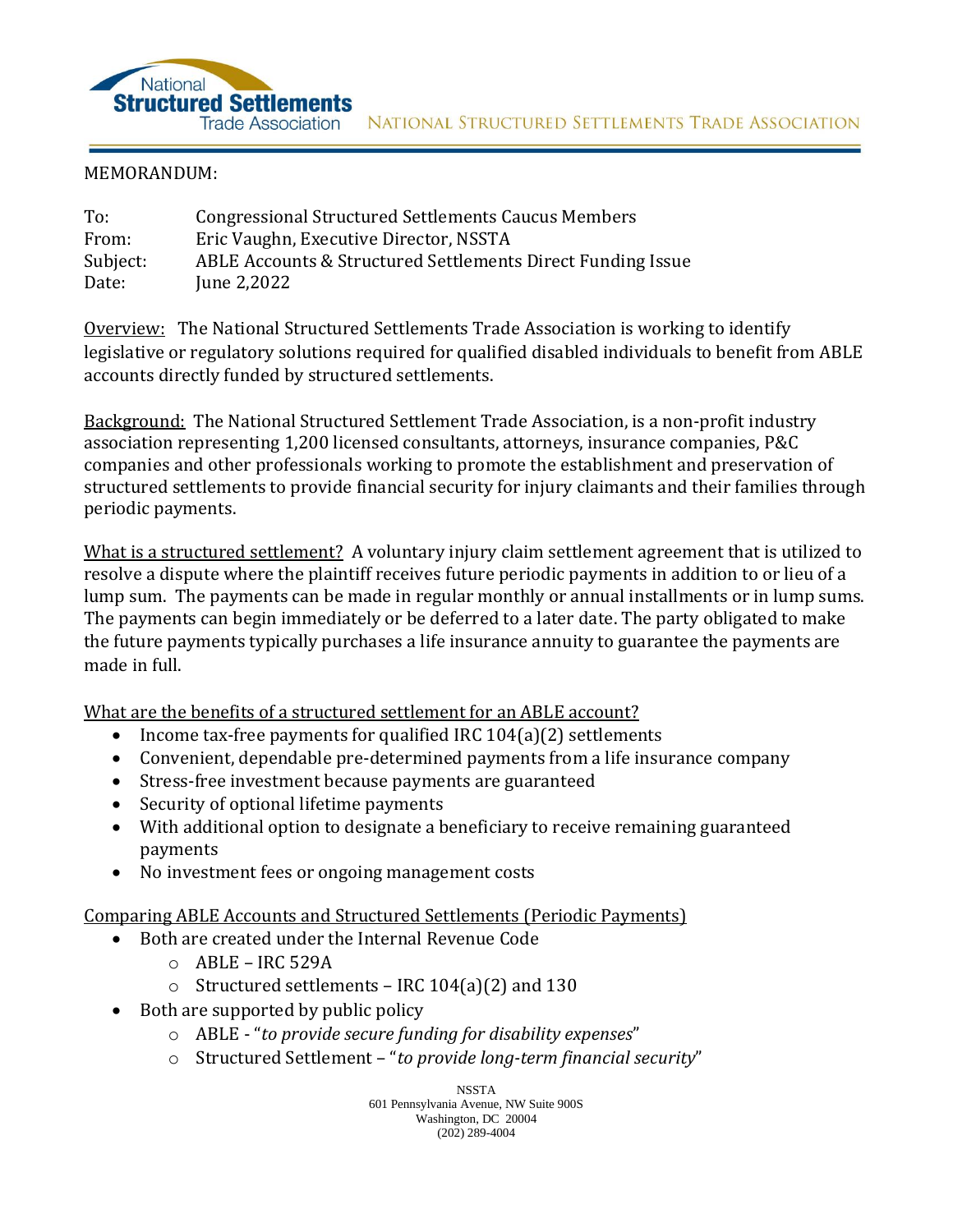NATIONAL STRUCTURED SETTLEMENTS TRADE ASSOCIATION

MEMORANDUM:

To: Congressional Structured Settlements Caucus Members
From: Eric Vaughn, Executive Director, NSSTA
Subject: ABLE Accounts & Structured Settlements Direct Funding Issue
Date: June 2,2022

Overview: The National Structured Settlements Trade Association is working to identify legislative or regulatory solutions required for qualified disabled individuals to benefit from ABLE accounts directly funded by structured settlements.

Background: The National Structured Settlement Trade Association, is a non-profit industry association representing 1,200 licensed consultants, attorneys, insurance companies, P&C companies and other professionals working to promote the establishment and preservation of structured settlements to provide financial security for injury claimants and their families through periodic payments.

What is a structured settlement? A voluntary injury claim settlement agreement that is utilized to resolve a dispute where the plaintiff receives future periodic payments in addition to or lieu of a lump sum. The payments can be made in regular monthly or annual installments or in lump sums. The payments can begin immediately or be deferred to a later date. The party obligated to make the future payments typically purchases a life insurance annuity to guarantee the payments are made in full.

What are the benefits of a structured settlement for an ABLE account?

- Income tax-free payments for qualified IRC 104(a)(2) settlements
- Convenient, dependable pre-determined payments from a life insurance company
- Stress-free investment because payments are guaranteed
- Security of optional lifetime payments
- With additional option to designate a beneficiary to receive remaining guaranteed payments
- No investment fees or ongoing management costs

Comparing ABLE Accounts and Structured Settlements (Periodic Payments)

- Both are created under the Internal Revenue Code
  - ABLE – IRC 529A
  - Structured settlements – IRC 104(a)(2) and 130
- Both are supported by public policy
  - ABLE - "*to provide secure funding for disability expenses*"
  - Structured Settlement – "*to provide long-term financial security*"

NSSTA
601 Pennsylvania Avenue, NW Suite 900S
Washington, DC 20004
(202) 289-4004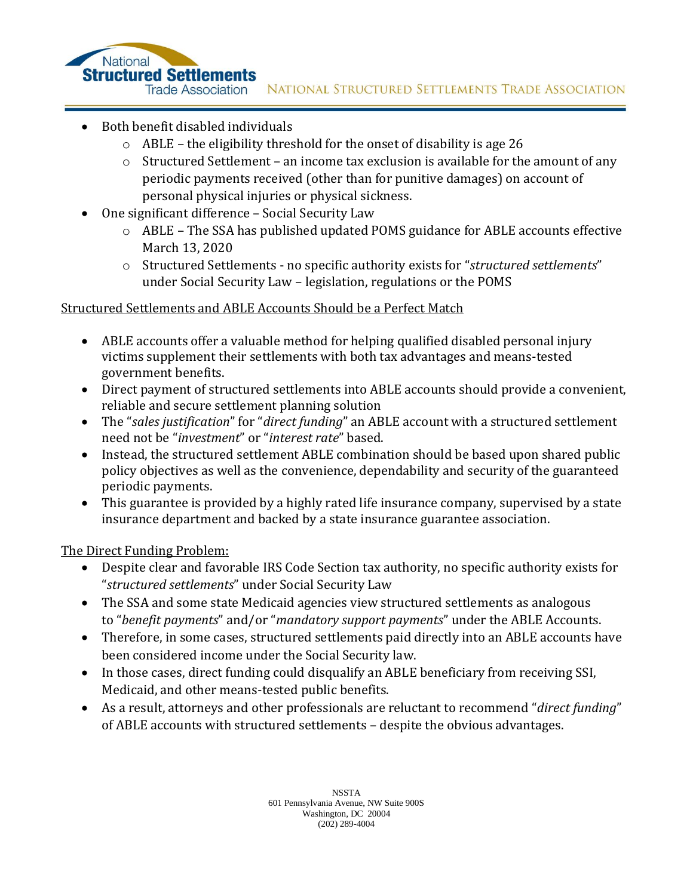- Both benefit disabled individuals
  - ABLE – the eligibility threshold for the onset of disability is age 26
  - Structured Settlement – an income tax exclusion is available for the amount of any periodic payments received (other than for punitive damages) on account of personal physical injuries or physical sickness.
- One significant difference – Social Security Law
  - ABLE – The SSA has published updated POMS guidance for ABLE accounts effective March 13, 2020
  - Structured Settlements - no specific authority exists for "*structured settlements*" under Social Security Law – legislation, regulations or the POMS

<u>Structured Settlements and ABLE Accounts Should be a Perfect Match</u>

- ABLE accounts offer a valuable method for helping qualified disabled personal injury victims supplement their settlements with both tax advantages and means-tested government benefits.
- Direct payment of structured settlements into ABLE accounts should provide a convenient, reliable and secure settlement planning solution
- The "*sales justification*" for "*direct funding*" an ABLE account with a structured settlement need not be "*investment*" or "*interest rate*" based.
- Instead, the structured settlement ABLE combination should be based upon shared public policy objectives as well as the convenience, dependability and security of the guaranteed periodic payments.
- This guarantee is provided by a highly rated life insurance company, supervised by a state insurance department and backed by a state insurance guarantee association.

<u>The Direct Funding Problem:</u>

- Despite clear and favorable IRS Code Section tax authority, no specific authority exists for "*structured settlements*" under Social Security Law
- The SSA and some state Medicaid agencies view structured settlements as analogous to "*benefit payments*" and/or "*mandatory support payments*" under the ABLE Accounts.
- Therefore, in some cases, structured settlements paid directly into an ABLE accounts have been considered income under the Social Security law.
- In those cases, direct funding could disqualify an ABLE beneficiary from receiving SSI, Medicaid, and other means-tested public benefits.
- As a result, attorneys and other professionals are reluctant to recommend "*direct funding*" of ABLE accounts with structured settlements – despite the obvious advantages.